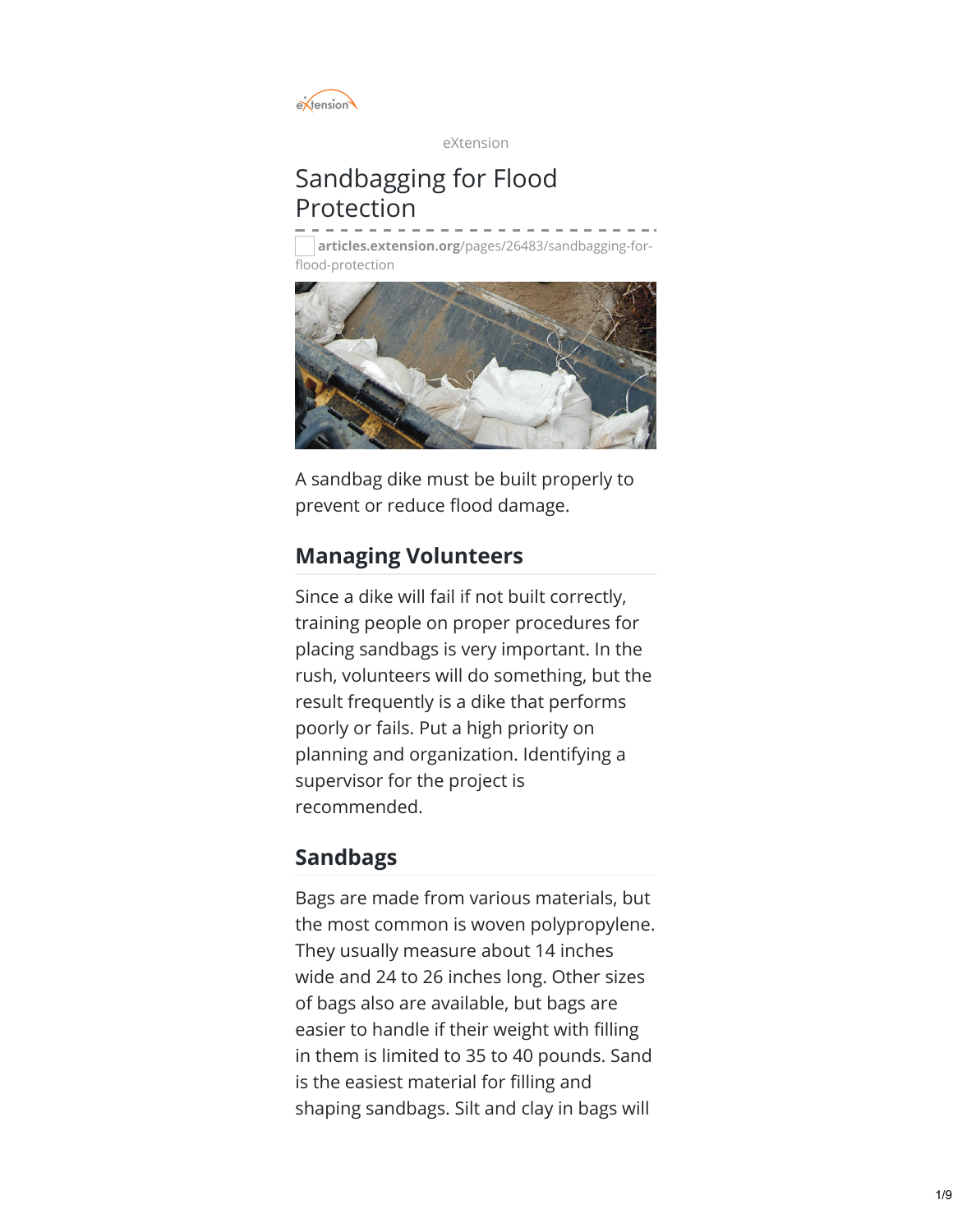eXtension

# Sandbagging for Flood Protection

articles.extension.org/pages/26483/sandbagging-for-flood-protection

A sandbag dike must be built properly to prevent or reduce flood damage.

## Managing Volunteers

Since a dike will fail if not built correctly, training people on proper procedures for placing sandbags is very important. In the rush, volunteers will do something, but the result frequently is a dike that performs poorly or fails. Put a high priority on planning and organization. Identifying a supervisor for the project is recommended.

## Sandbags

Bags are made from various materials, but the most common is woven polypropylene. They usually measure about 14 inches wide and 24 to 26 inches long. Other sizes of bags also are available, but bags are easier to handle if their weight with filling in them is limited to 35 to 40 pounds. Sand is the easiest material for filling and shaping sandbags. Silt and clay in bags will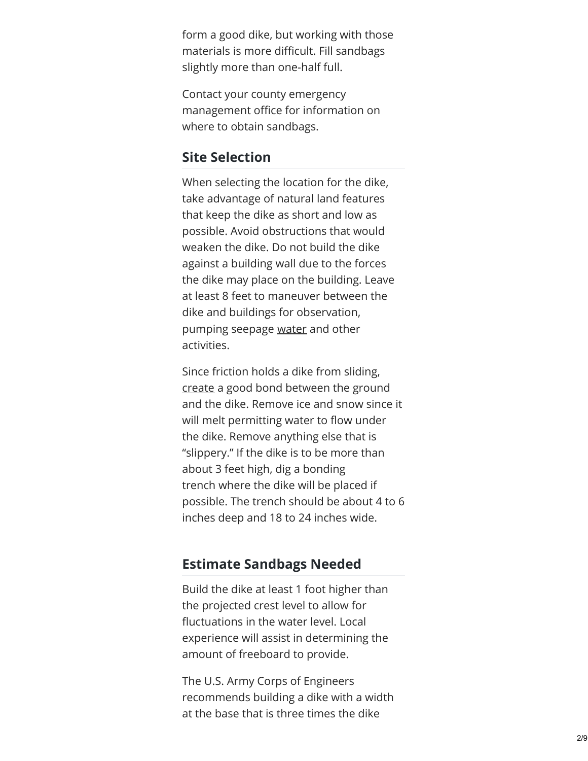form a good dike, but working with those materials is more difficult. Fill sandbags slightly more than one-half full.

Contact your county emergency management office for information on where to obtain sandbags.

## Site Selection

When selecting the location for the dike, take advantage of natural land features that keep the dike as short and low as possible. Avoid obstructions that would weaken the dike. Do not build the dike against a building wall due to the forces the dike may place on the building. Leave at least 8 feet to maneuver between the dike and buildings for observation, pumping seepage water and other activities.

Since friction holds a dike from sliding, create a good bond between the ground and the dike. Remove ice and snow since it will melt permitting water to flow under the dike. Remove anything else that is "slippery." If the dike is to be more than about 3 feet high, dig a bonding trench where the dike will be placed if possible. The trench should be about 4 to 6 inches deep and 18 to 24 inches wide.

## Estimate Sandbags Needed

Build the dike at least 1 foot higher than the projected crest level to allow for fluctuations in the water level. Local experience will assist in determining the amount of freeboard to provide.

The U.S. Army Corps of Engineers recommends building a dike with a width at the base that is three times the dike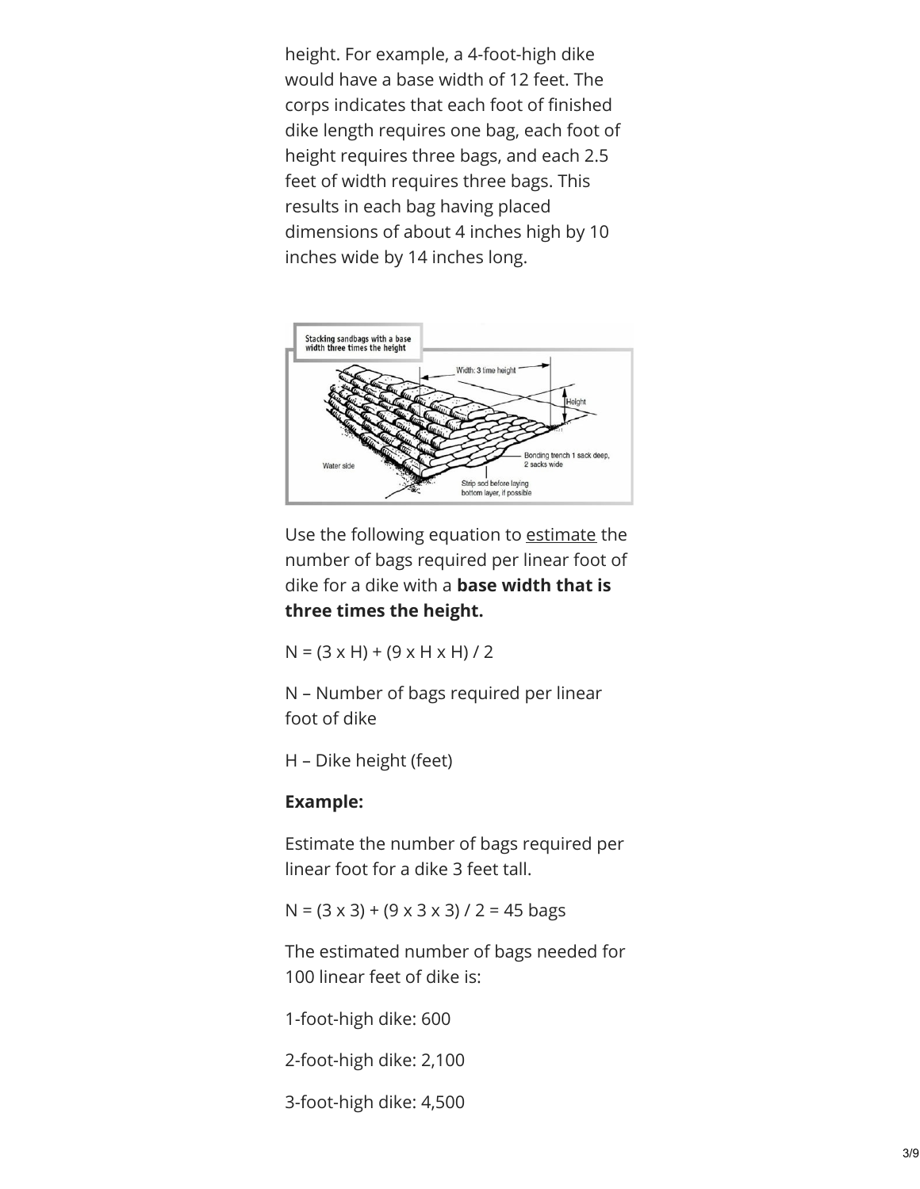height. For example, a 4-foot-high dike would have a base width of 12 feet. The corps indicates that each foot of finished dike length requires one bag, each foot of height requires three bags, and each 2.5 feet of width requires three bags. This results in each bag having placed dimensions of about 4 inches high by 10 inches wide by 14 inches long.

Use the following equation to estimate the number of bags required per linear foot of dike for a dike with a **base width that is three times the height.**

$N = (3 \times H) + (9 \times H \times H) / 2$

N – Number of bags required per linear foot of dike

H – Dike height (feet)

**Example:**

Estimate the number of bags required per linear foot for a dike 3 feet tall.

$N = (3 \times 3) + (9 \times 3 \times 3) / 2 = 45$ bags

The estimated number of bags needed for 100 linear feet of dike is:

1-foot-high dike: 600

2-foot-high dike: 2,100

3-foot-high dike: 4,500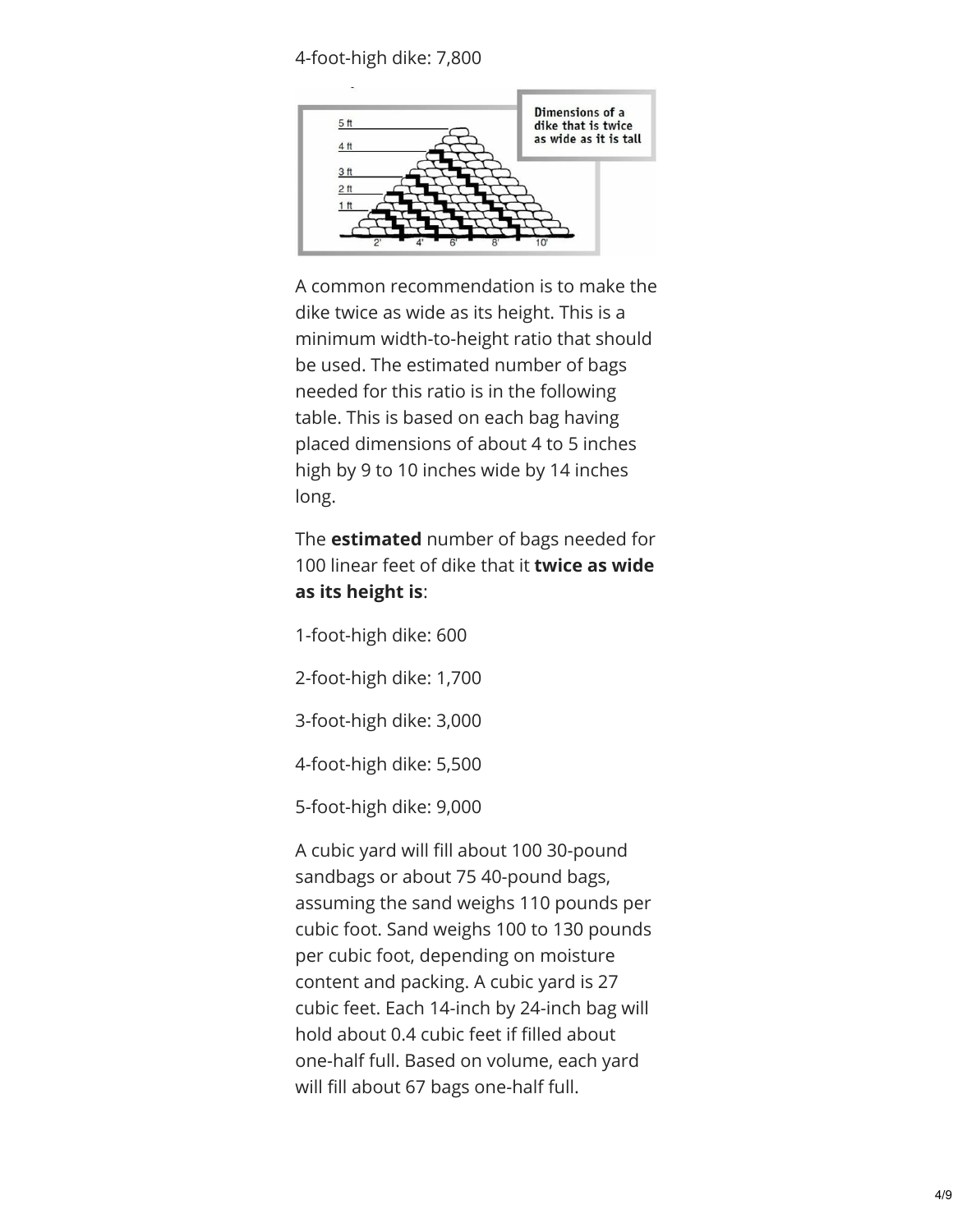4-foot-high dike: 7,800

A common recommendation is to make the dike twice as wide as its height. This is a minimum width-to-height ratio that should be used. The estimated number of bags needed for this ratio is in the following table. This is based on each bag having placed dimensions of about 4 to 5 inches high by 9 to 10 inches wide by 14 inches long.

The **estimated** number of bags needed for 100 linear feet of dike that it **twice as wide as its height is**:

1-foot-high dike: 600

2-foot-high dike: 1,700

3-foot-high dike: 3,000

4-foot-high dike: 5,500

5-foot-high dike: 9,000

A cubic yard will fill about 100 30-pound sandbags or about 75 40-pound bags, assuming the sand weighs 110 pounds per cubic foot. Sand weighs 100 to 130 pounds per cubic foot, depending on moisture content and packing. A cubic yard is 27 cubic feet. Each 14-inch by 24-inch bag will hold about 0.4 cubic feet if filled about one-half full. Based on volume, each yard will fill about 67 bags one-half full.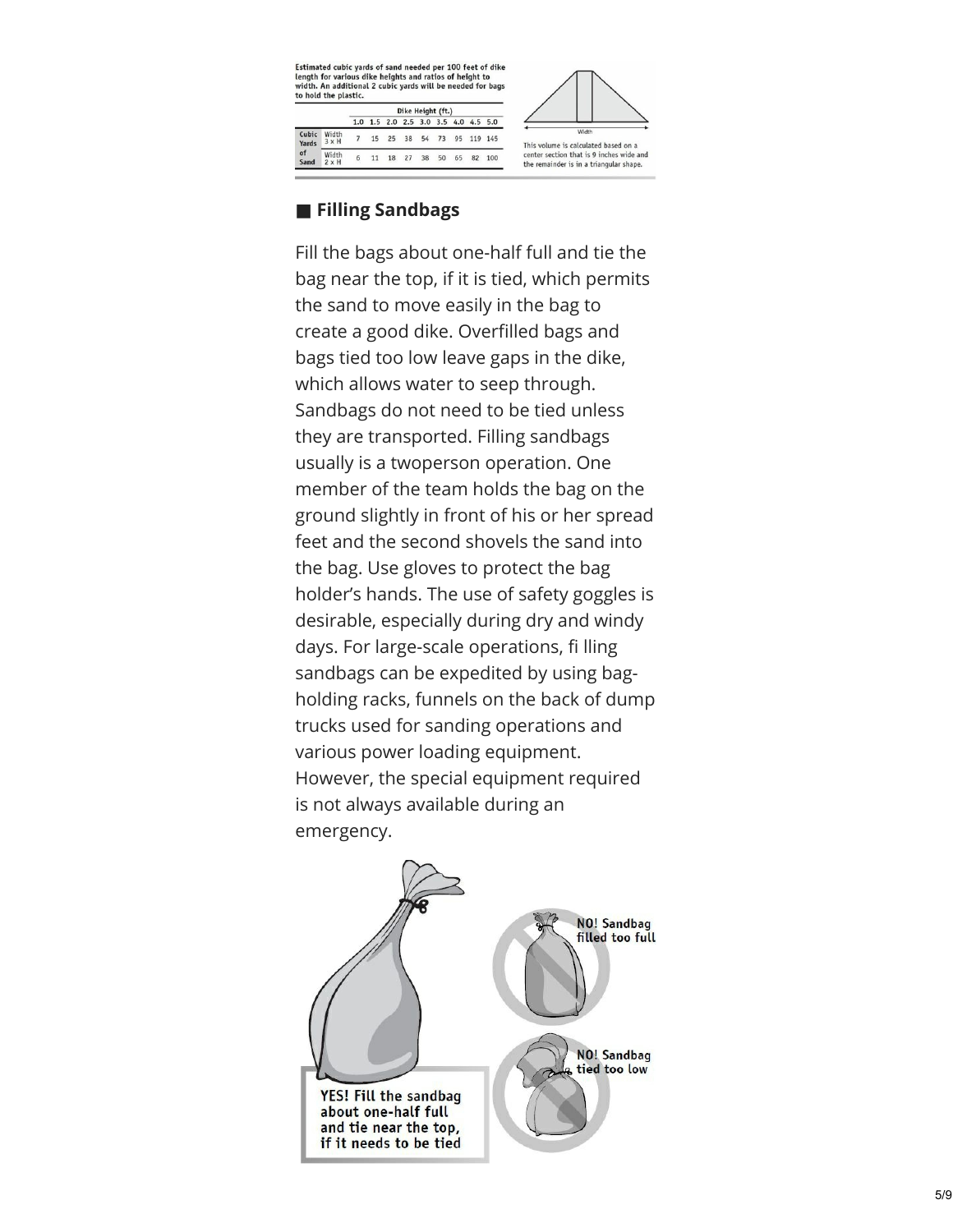Estimated cubic yards of sand needed per 100 feet of dike length for various dike heights and ratios of height to width. An additional 2 cubic yards will be needed for bags to hold the plastic.

| | | Dike Height (ft.) | | | | | | | | |
|---|---|---|---|---|---|---|---|---|---|---|
| | | 1.0 | 1.5 | 2.0 | 2.5 | 3.0 | 3.5 | 4.0 | 4.5 | 5.0 |
| Cubic Yards of Sand | Width 3 x H | 7 | 15 | 25 | 38 | 54 | 73 | 95 | 119 | 145 |
| | Width 2 x H | 6 | 11 | 18 | 27 | 38 | 50 | 65 | 82 | 100 |

Width

This volume is calculated based on a center section that is 9 inches wide and the remainder is in a triangular shape.

## Filling Sandbags

Fill the bags about one-half full and tie the bag near the top, if it is tied, which permits the sand to move easily in the bag to create a good dike. Overfilled bags and bags tied too low leave gaps in the dike, which allows water to seep through. Sandbags do not need to be tied unless they are transported. Filling sandbags usually is a twoperson operation. One member of the team holds the bag on the ground slightly in front of his or her spread feet and the second shovels the sand into the bag. Use gloves to protect the bag holder's hands. The use of safety goggles is desirable, especially during dry and windy days. For large-scale operations, fi lling sandbags can be expedited by using bag-holding racks, funnels on the back of dump trucks used for sanding operations and various power loading equipment. However, the special equipment required is not always available during an emergency.

YES! Fill the sandbag about one-half full and tie near the top, if it needs to be tied

NO! Sandbag filled too full

NO! Sandbag tied too low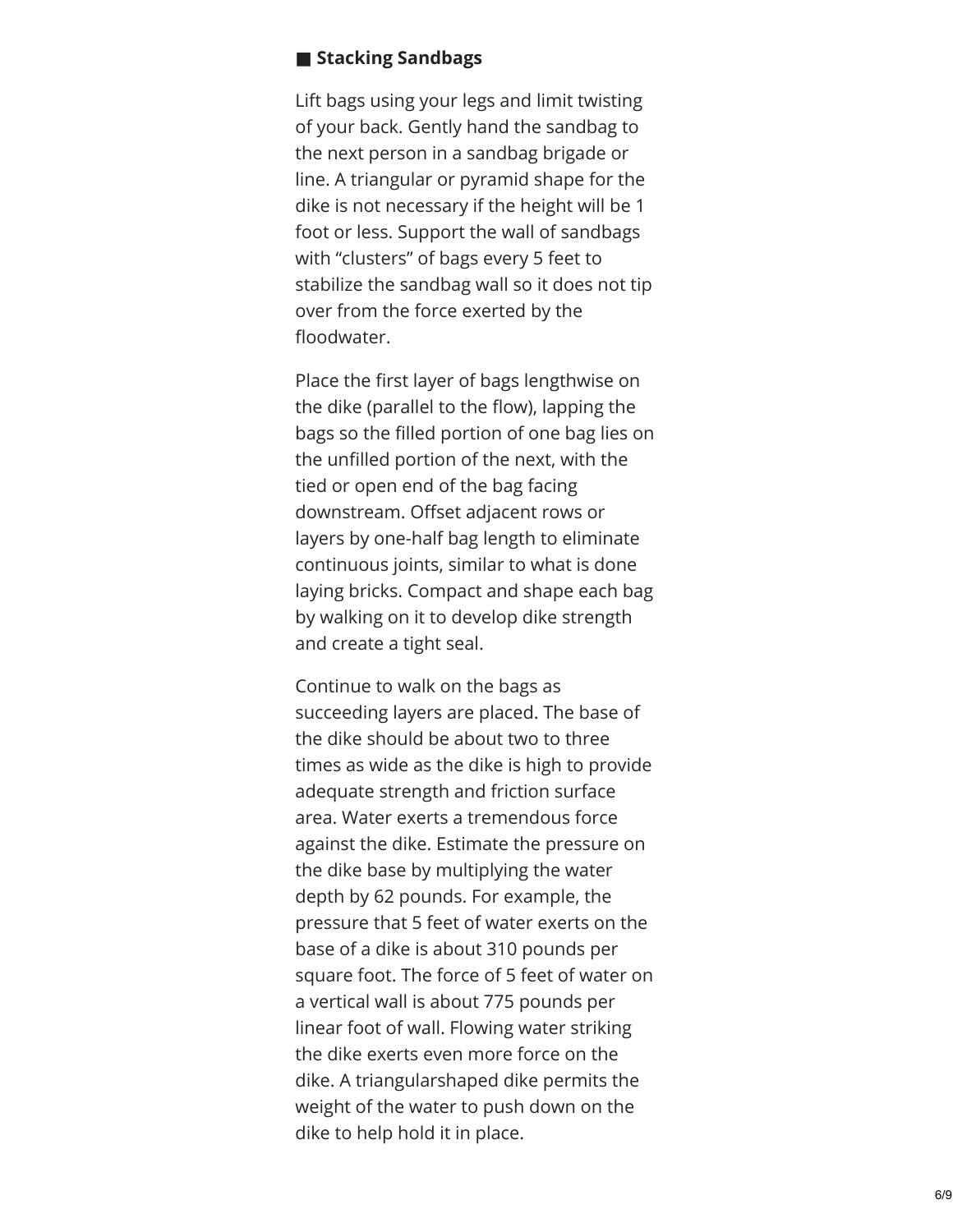## ■ Stacking Sandbags

Lift bags using your legs and limit twisting of your back. Gently hand the sandbag to the next person in a sandbag brigade or line. A triangular or pyramid shape for the dike is not necessary if the height will be 1 foot or less. Support the wall of sandbags with "clusters" of bags every 5 feet to stabilize the sandbag wall so it does not tip over from the force exerted by the floodwater.

Place the first layer of bags lengthwise on the dike (parallel to the flow), lapping the bags so the filled portion of one bag lies on the unfilled portion of the next, with the tied or open end of the bag facing downstream. Offset adjacent rows or layers by one-half bag length to eliminate continuous joints, similar to what is done laying bricks. Compact and shape each bag by walking on it to develop dike strength and create a tight seal.

Continue to walk on the bags as succeeding layers are placed. The base of the dike should be about two to three times as wide as the dike is high to provide adequate strength and friction surface area. Water exerts a tremendous force against the dike. Estimate the pressure on the dike base by multiplying the water depth by 62 pounds. For example, the pressure that 5 feet of water exerts on the base of a dike is about 310 pounds per square foot. The force of 5 feet of water on a vertical wall is about 775 pounds per linear foot of wall. Flowing water striking the dike exerts even more force on the dike. A triangularshaped dike permits the weight of the water to push down on the dike to help hold it in place.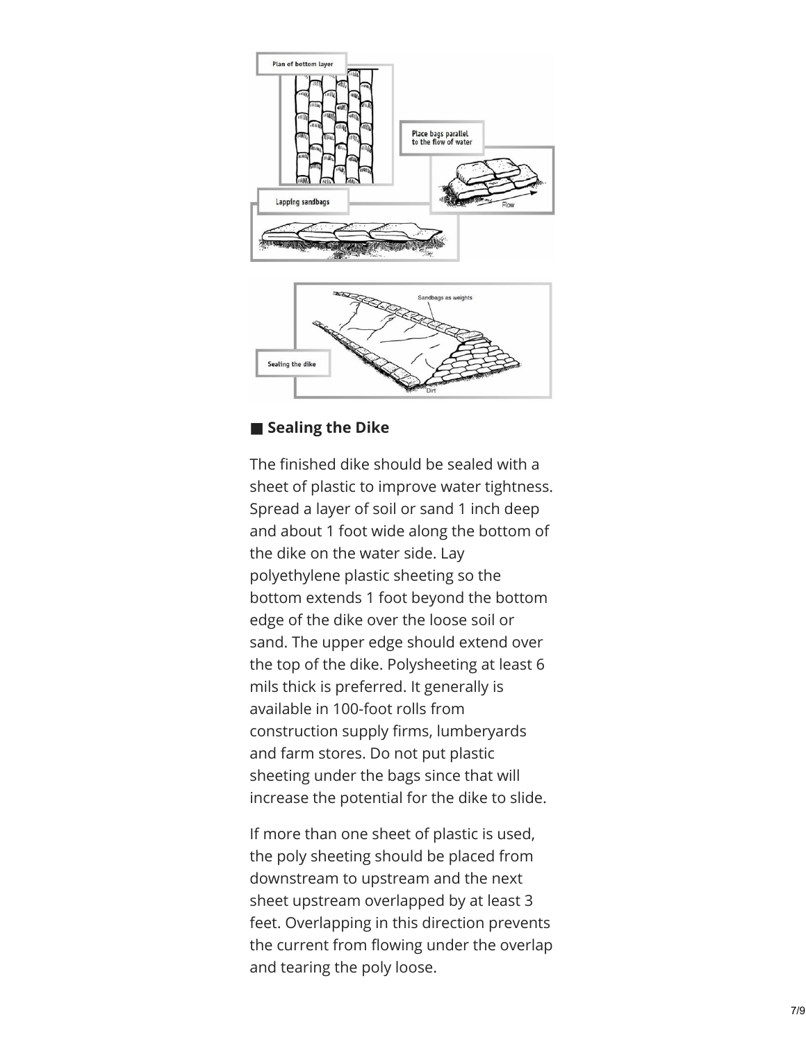■ **Sealing the Dike**

The finished dike should be sealed with a sheet of plastic to improve water tightness. Spread a layer of soil or sand 1 inch deep and about 1 foot wide along the bottom of the dike on the water side. Lay polyethylene plastic sheeting so the bottom extends 1 foot beyond the bottom edge of the dike over the loose soil or sand. The upper edge should extend over the top of the dike. Polysheeting at least 6 mils thick is preferred. It generally is available in 100-foot rolls from construction supply firms, lumberyards and farm stores. Do not put plastic sheeting under the bags since that will increase the potential for the dike to slide.

If more than one sheet of plastic is used, the poly sheeting should be placed from downstream to upstream and the next sheet upstream overlapped by at least 3 feet. Overlapping in this direction prevents the current from flowing under the overlap and tearing the poly loose.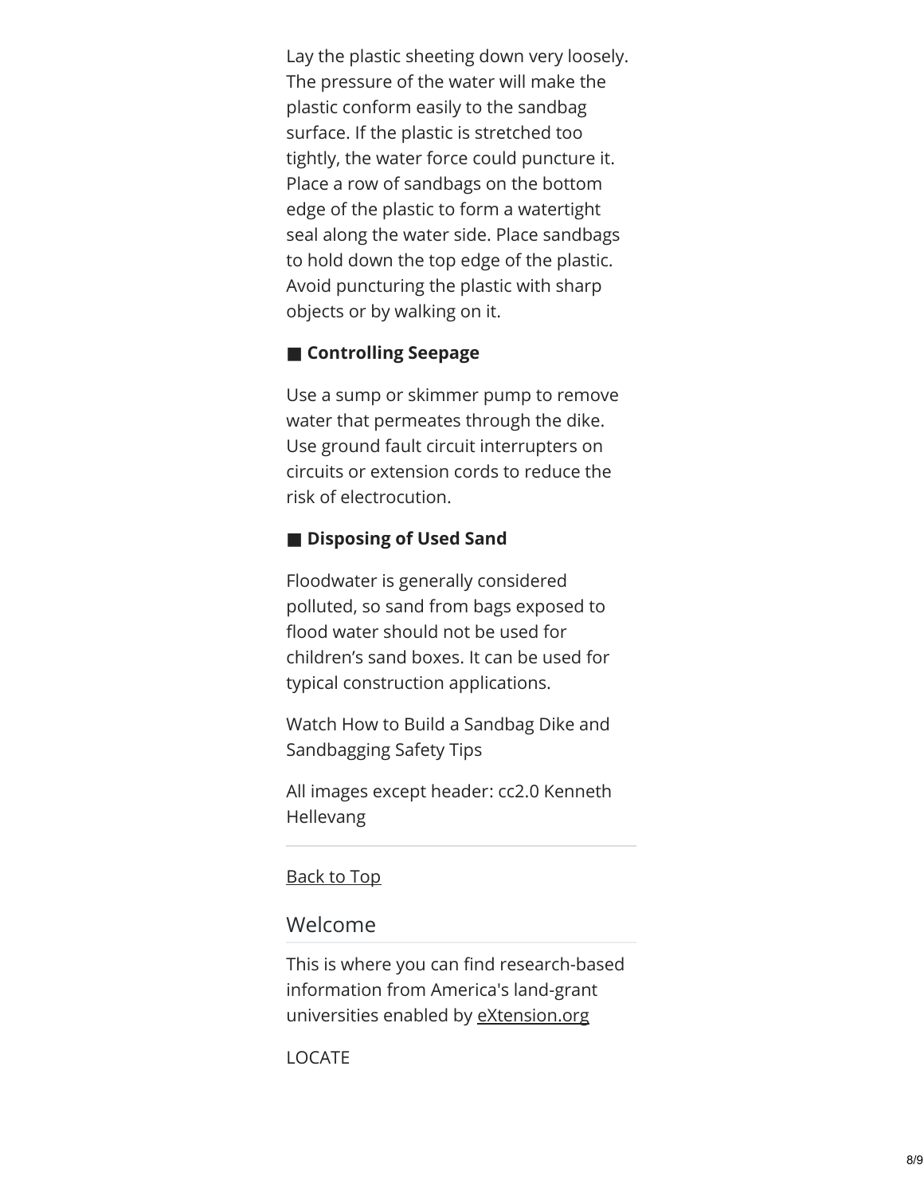Lay the plastic sheeting down very loosely. The pressure of the water will make the plastic conform easily to the sandbag surface. If the plastic is stretched too tightly, the water force could puncture it. Place a row of sandbags on the bottom edge of the plastic to form a watertight seal along the water side. Place sandbags to hold down the top edge of the plastic. Avoid puncturing the plastic with sharp objects or by walking on it.

### ■ Controlling Seepage

Use a sump or skimmer pump to remove water that permeates through the dike. Use ground fault circuit interrupters on circuits or extension cords to reduce the risk of electrocution.

### ■ Disposing of Used Sand

Floodwater is generally considered polluted, so sand from bags exposed to flood water should not be used for children's sand boxes. It can be used for typical construction applications.

Watch How to Build a Sandbag Dike and Sandbagging Safety Tips

All images except header: cc2.0 Kenneth Hellevang

---

Back to Top

## Welcome

This is where you can find research-based information from America's land-grant universities enabled by eXtension.org

LOCATE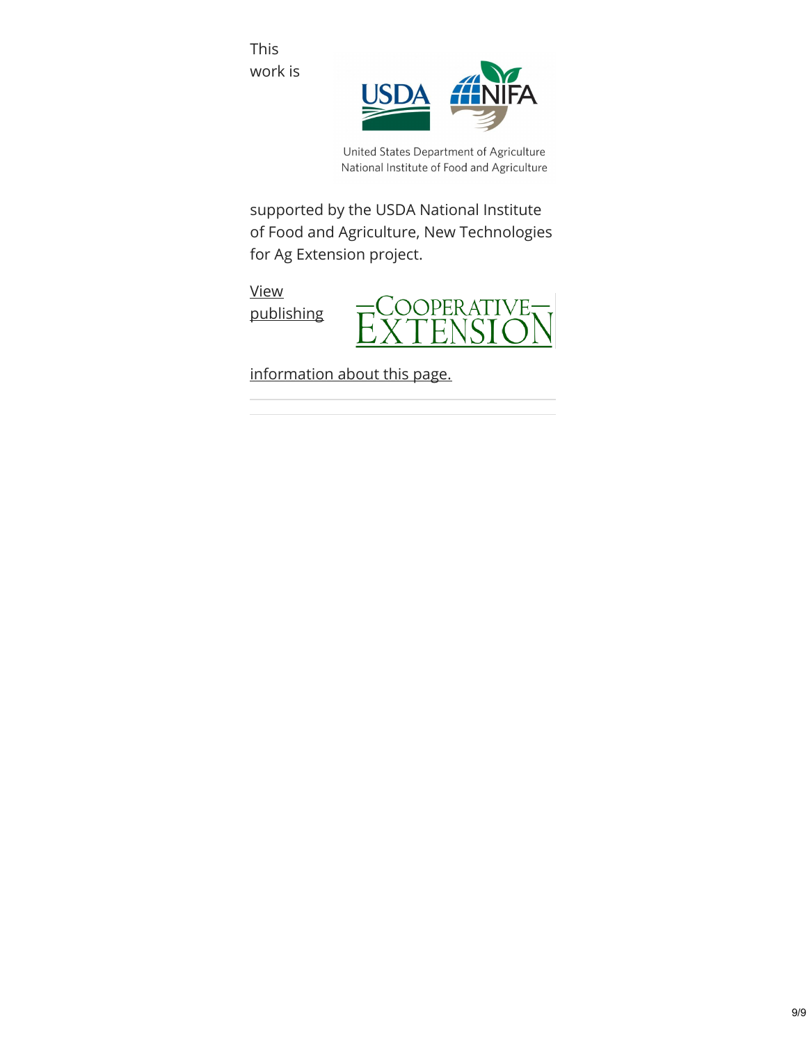This work is

United States Department of Agriculture
National Institute of Food and Agriculture

supported by the USDA National Institute of Food and Agriculture, New Technologies for Ag Extension project.

View publishing

information about this page.